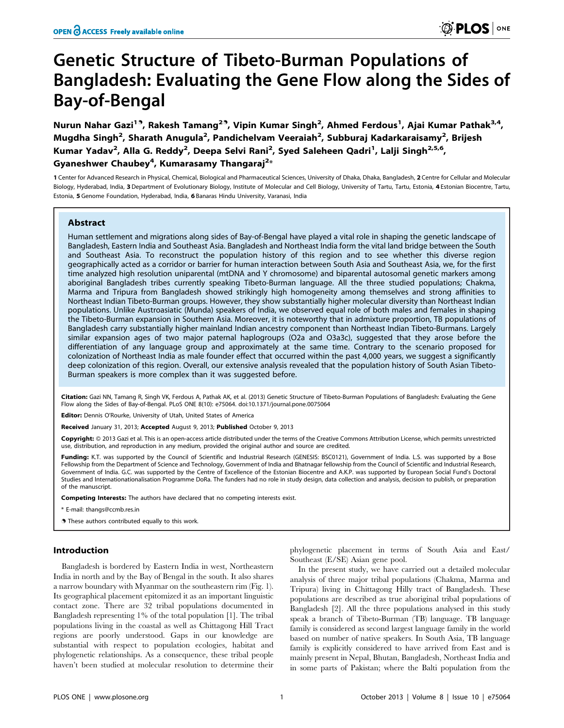# Genetic Structure of Tibeto-Burman Populations of Bangladesh: Evaluating the Gene Flow along the Sides of Bay-of-Bengal

**Nurun Nahar Gazi[1,¶], Rakesh Tamang[2,¶], Vipin Kumar Singh[2], Ahmed Ferdous[1], Ajai Kumar Pathak[3,4], Mugdha Singh[2], Sharath Anugula[2], Pandichelvam Veeraiah[2], Subburaj Kadarkaraisamy[2], Brijesh Kumar Yadav[2], Alla G. Reddy[2], Deepa Selvi Rani[2], Syed Saleheen Qadri[1], Lalji Singh[2,5,6], Gyaneshwer Chaubey[4], Kumarasamy Thangaraj[2]***

1 Center for Advanced Research in Physical, Chemical, Biological and Pharmaceutical Sciences, University of Dhaka, Dhaka, Bangladesh, 2 Centre for Cellular and Molecular Biology, Hyderabad, India, 3 Department of Evolutionary Biology, Institute of Molecular and Cell Biology, University of Tartu, Tartu, Estonia, 4 Estonian Biocentre, Tartu, Estonia, 5 Genome Foundation, Hyderabad, India, 6 Banaras Hindu University, Varanasi, India

## Abstract

Human settlement and migrations along sides of Bay-of-Bengal have played a vital role in shaping the genetic landscape of Bangladesh, Eastern India and Southeast Asia. Bangladesh and Northeast India form the vital land bridge between the South and Southeast Asia. To reconstruct the population history of this region and to see whether this diverse region geographically acted as a corridor or barrier for human interaction between South Asia and Southeast Asia, we, for the first time analyzed high resolution uniparental (mtDNA and Y chromosome) and biparental autosomal genetic markers among aboriginal Bangladesh tribes currently speaking Tibeto-Burman language. All the three studied populations; Chakma, Marma and Tripura from Bangladesh showed strikingly high homogeneity among themselves and strong affinities to Northeast Indian Tibeto-Burman groups. However, they show substantially higher molecular diversity than Northeast Indian populations. Unlike Austroasiatic (Munda) speakers of India, we observed equal role of both males and females in shaping the Tibeto-Burman expansion in Southern Asia. Moreover, it is noteworthy that in admixture proportion, TB populations of Bangladesh carry substantially higher mainland Indian ancestry component than Northeast Indian Tibeto-Burmans. Largely similar expansion ages of two major paternal haplogroups (O2a and O3a3c), suggested that they arose before the differentiation of any language group and approximately at the same time. Contrary to the scenario proposed for colonization of Northeast India as male founder effect that occurred within the past 4,000 years, we suggest a significantly deep colonization of this region. Overall, our extensive analysis revealed that the population history of South Asian Tibeto-Burman speakers is more complex than it was suggested before.

**Citation:** Gazi NN, Tamang R, Singh VK, Ferdous A, Pathak AK, et al. (2013) Genetic Structure of Tibeto-Burman Populations of Bangladesh: Evaluating the Gene Flow along the Sides of Bay-of-Bengal. PLoS ONE 8(10): e75064. doi:10.1371/journal.pone.0075064

**Editor:** Dennis O'Rourke, University of Utah, United States of America

**Received** January 31, 2013; **Accepted** August 9, 2013; **Published** October 9, 2013

**Copyright:** © 2013 Gazi et al. This is an open-access article distributed under the terms of the Creative Commons Attribution License, which permits unrestricted use, distribution, and reproduction in any medium, provided the original author and source are credited.

**Funding:** K.T. was supported by the Council of Scientific and Industrial Research (GENESIS: BSC0121), Government of India. L.S. was supported by a Bose Fellowship from the Department of Science and Technology, Government of India and Bhatnagar fellowship from the Council of Scientific and Industrial Research, Government of India. G.C. was supported by the Centre of Excellence of the Estonian Biocentre and A.K.P. was supported by European Social Fund's Doctoral Studies and Internationalisation Programme DoRa. The funders had no role in study design, data collection and analysis, decision to publish, or preparation of the manuscript.

**Competing Interests:** The authors have declared that no competing interests exist.

* E-mail: thangs@ccmb.res.in

¶ These authors contributed equally to this work.

## Introduction

Bangladesh is bordered by Eastern India in west, Northeastern India in north and by the Bay of Bengal in the south. It also shares a narrow boundary with Myanmar on the southeastern rim (Fig. 1). Its geographical placement epitomized it as an important linguistic contact zone. There are 32 tribal populations documented in Bangladesh representing 1% of the total population [1]. The tribal populations living in the coastal as well as Chittagong Hill Tract regions are poorly understood. Gaps in our knowledge are substantial with respect to population ecologies, habitat and phylogenetic relationships. As a consequence, these tribal people haven't been studied at molecular resolution to determine their phylogenetic placement in terms of South Asia and East/Southeast (E/SE) Asian gene pool.

In the present study, we have carried out a detailed molecular analysis of three major tribal populations (Chakma, Marma and Tripura) living in Chittagong Hilly tract of Bangladesh. These populations are described as true aboriginal tribal populations of Bangladesh [2]. All the three populations analysed in this study speak a branch of Tibeto-Burman (TB) language. TB language family is considered as second largest language family in the world based on number of native speakers. In South Asia, TB language family is explicitly considered to have arrived from East and is mainly present in Nepal, Bhutan, Bangladesh, Northeast India and in some parts of Pakistan; where the Balti population from the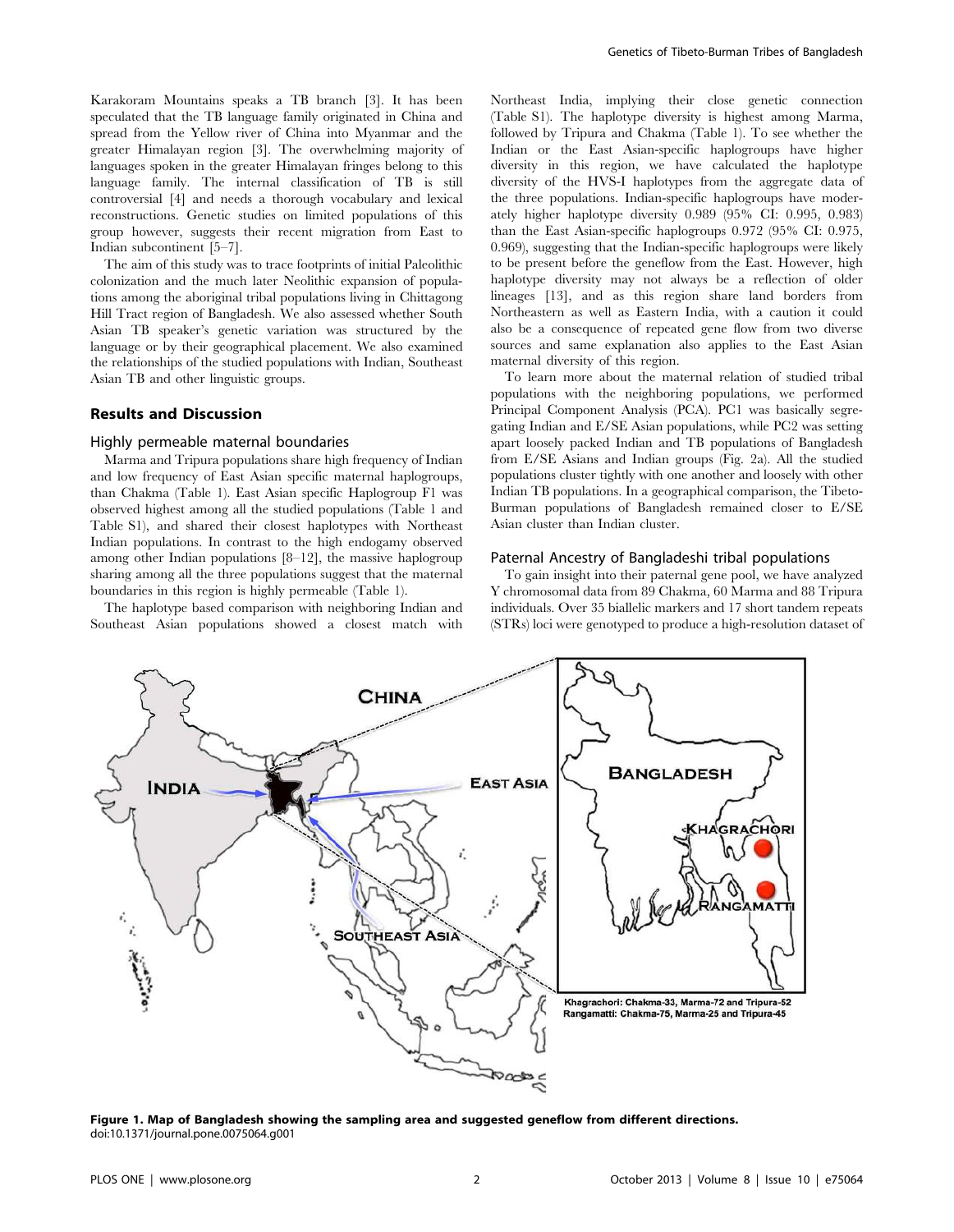Karakoram Mountains speaks a TB branch [3]. It has been speculated that the TB language family originated in China and spread from the Yellow river of China into Myanmar and the greater Himalayan region [3]. The overwhelming majority of languages spoken in the greater Himalayan fringes belong to this language family. The internal classification of TB is still controversial [4] and needs a thorough vocabulary and lexical reconstructions. Genetic studies on limited populations of this group however, suggests their recent migration from East to Indian subcontinent [5–7].

The aim of this study was to trace footprints of initial Paleolithic colonization and the much later Neolithic expansion of populations among the aboriginal tribal populations living in Chittagong Hill Tract region of Bangladesh. We also assessed whether South Asian TB speaker's genetic variation was structured by the language or by their geographical placement. We also examined the relationships of the studied populations with Indian, Southeast Asian TB and other linguistic groups.

## Results and Discussion

### Highly permeable maternal boundaries

Marma and Tripura populations share high frequency of Indian and low frequency of East Asian specific maternal haplogroups, than Chakma (Table 1). East Asian specific Haplogroup F1 was observed highest among all the studied populations (Table 1 and Table S1), and shared their closest haplotypes with Northeast Indian populations. In contrast to the high endogamy observed among other Indian populations [8–12], the massive haplogroup sharing among all the three populations suggest that the maternal boundaries in this region is highly permeable (Table 1).

The haplotype based comparison with neighboring Indian and Southeast Asian populations showed a closest match with Northeast India, implying their close genetic connection (Table S1). The haplotype diversity is highest among Marma, followed by Tripura and Chakma (Table 1). To see whether the Indian or the East Asian-specific haplogroups have higher diversity in this region, we have calculated the haplotype diversity of the HVS-I haplotypes from the aggregate data of the three populations. Indian-specific haplogroups have moderately higher haplotype diversity 0.989 (95% CI: 0.995, 0.983) than the East Asian-specific haplogroups 0.972 (95% CI: 0.975, 0.969), suggesting that the Indian-specific haplogroups were likely to be present before the geneflow from the East. However, high haplotype diversity may not always be a reflection of older lineages [13], and as this region share land borders from Northeastern as well as Eastern India, with a caution it could also be a consequence of repeated gene flow from two diverse sources and same explanation also applies to the East Asian maternal diversity of this region.

To learn more about the maternal relation of studied tribal populations with the neighboring populations, we performed Principal Component Analysis (PCA). PC1 was basically segregating Indian and E/SE Asian populations, while PC2 was setting apart loosely packed Indian and TB populations of Bangladesh from E/SE Asians and Indian groups (Fig. 2a). All the studied populations cluster tightly with one another and loosely with other Indian TB populations. In a geographical comparison, the Tibeto-Burman populations of Bangladesh remained closer to E/SE Asian cluster than Indian cluster.

### Paternal Ancestry of Bangladeshi tribal populations

To gain insight into their paternal gene pool, we have analyzed Y chromosomal data from 89 Chakma, 60 Marma and 88 Tripura individuals. Over 35 biallelic markers and 17 short tandem repeats (STRs) loci were genotyped to produce a high-resolution dataset of

Khagrachori: Chakma-33, Marma-72 and Tripura-52
Rangamatti: Chakma-75, Marma-25 and Tripura-45

**Figure 1. Map of Bangladesh showing the sampling area and suggested geneflow from different directions.**
doi:10.1371/journal.pone.0075064.g001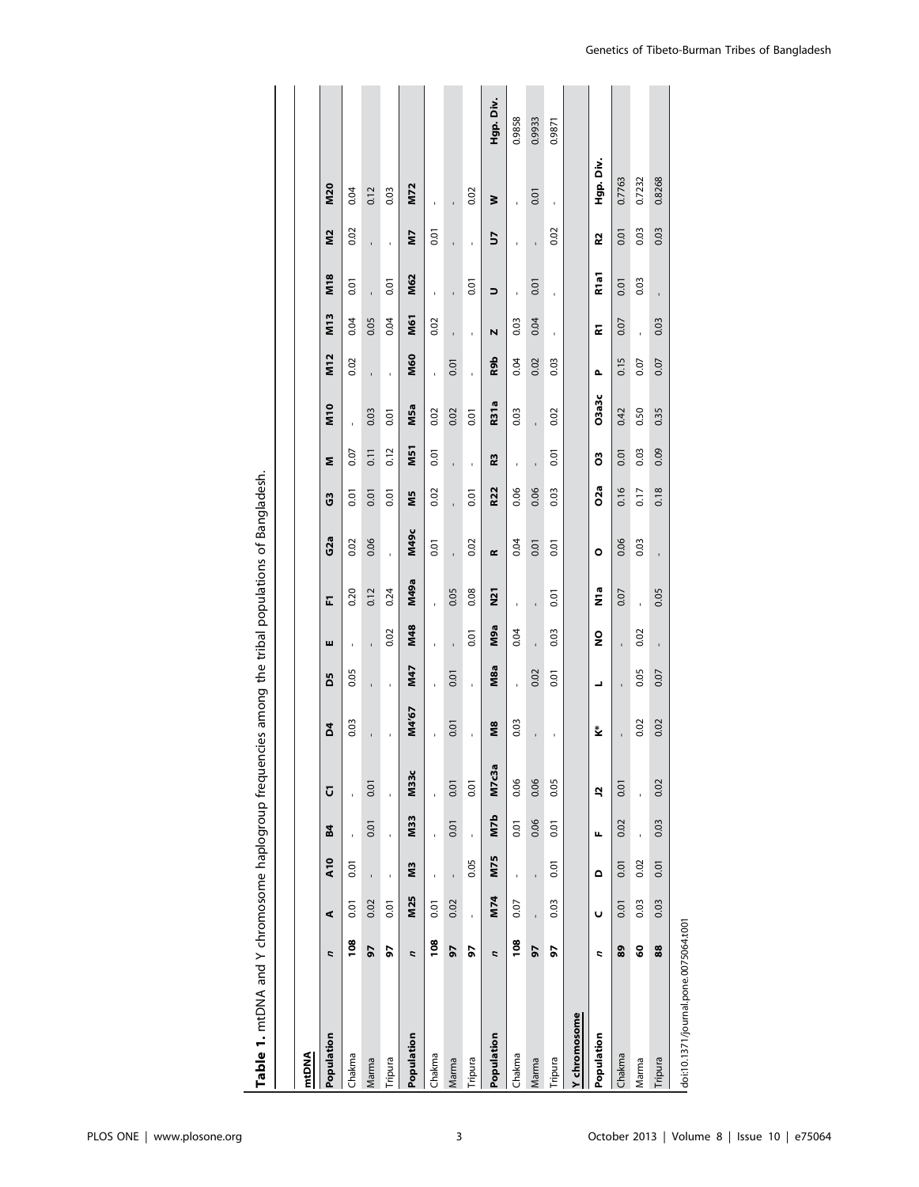**Table 1.** mtDNA and Y chromosome haplogroup frequencies among the tribal populations of Bangladesh.

**mtDNA**

| Population | *n* | A | A10 | B4 | C1 | D4 | D5 | E | F1 | G2a | G3 | M | M10 | M12 | M13 | M18 | M2 | M20 |
|---|---|---|---|---|---|---|---|---|---|---|---|---|---|---|---|---|---|---|
| Chakma | 108 | 0.01 | 0.01 | - | - | 0.03 | 0.05 | - | 0.20 | 0.02 | 0.01 | 0.07 | - | 0.02 | 0.04 | 0.01 | 0.02 | 0.04 |
| Marma | 97 | 0.02 | - | 0.01 | 0.01 | - | - | - | 0.12 | 0.06 | 0.01 | 0.11 | 0.03 | - | 0.05 | - | - | 0.12 |
| Tripura | 97 | 0.01 | - | - | - | - | - | 0.02 | 0.24 | - | 0.01 | 0.12 | 0.01 | - | 0.04 | 0.01 | - | 0.03 |

| Population | *n* | M25 | M3 | M33 | M33c | M4'67 | M47 | M48 | M49a | M49c | M5 | M51 | M5a | M60 | M61 | M62 | M7 | M72 |
|---|---|---|---|---|---|---|---|---|---|---|---|---|---|---|---|---|---|---|
| Chakma | 108 | 0.01 | - | - | - | - | - | - | - | 0.01 | 0.02 | 0.01 | 0.02 | - | 0.02 | - | 0.01 | - |
| Marma | 97 | 0.02 | - | 0.01 | 0.01 | 0.01 | 0.01 | - | 0.05 | - | - | - | 0.02 | 0.01 | - | - | - | - |
| Tripura | 97 | - | 0.05 | - | 0.01 | - | - | 0.01 | 0.08 | 0.02 | 0.01 | - | 0.01 | - | - | 0.01 | - | 0.02 |

| Population | *n* | M74 | M75 | M7b | M7c3a | M8 | M8a | M9a | N21 | R | R22 | R3 | R31a | R9b | Z | U | U7 | W | Hgp. Div. |
|---|---|---|---|---|---|---|---|---|---|---|---|---|---|---|---|---|---|---|---|
| Chakma | 108 | 0.07 | - | 0.01 | 0.06 | 0.03 | - | 0.04 | - | 0.04 | 0.06 | - | 0.03 | 0.04 | 0.03 | - | - | - | 0.9858 |
| Marma | 97 | - | - | 0.06 | 0.06 | - | 0.02 | - | - | 0.01 | 0.06 | - | - | 0.02 | 0.04 | 0.01 | - | 0.01 | 0.9933 |
| Tripura | 97 | 0.03 | 0.01 | 0.01 | 0.05 | - | 0.01 | 0.03 | 0.01 | 0.01 | 0.03 | 0.01 | 0.02 | 0.03 | - | - | 0.02 | - | 0.9871 |

**Y chromosome**

| Population | *n* | C | D | F | J2 | K* | L | NO | N1a | O | O2a | O3 | O3a3c | P | R1 | R1a1 | R2 | Hgp. Div. |
|---|---|---|---|---|---|---|---|---|---|---|---|---|---|---|---|---|---|---|
| Chakma | 89 | 0.01 | 0.01 | 0.02 | 0.01 | - | - | - | 0.07 | 0.06 | 0.16 | 0.01 | 0.42 | 0.15 | 0.07 | 0.01 | 0.01 | 0.7763 |
| Marma | 60 | 0.03 | 0.02 | - | - | 0.02 | 0.05 | 0.02 | - | 0.03 | 0.17 | 0.03 | 0.50 | 0.07 | - | 0.03 | 0.03 | 0.7232 |
| Tripura | 88 | 0.03 | 0.01 | 0.03 | 0.02 | 0.02 | 0.07 | - | 0.05 | - | 0.18 | 0.09 | 0.35 | 0.07 | 0.03 | - | 0.03 | 0.8268 |

doi:10.1371/journal.pone.0075064.t001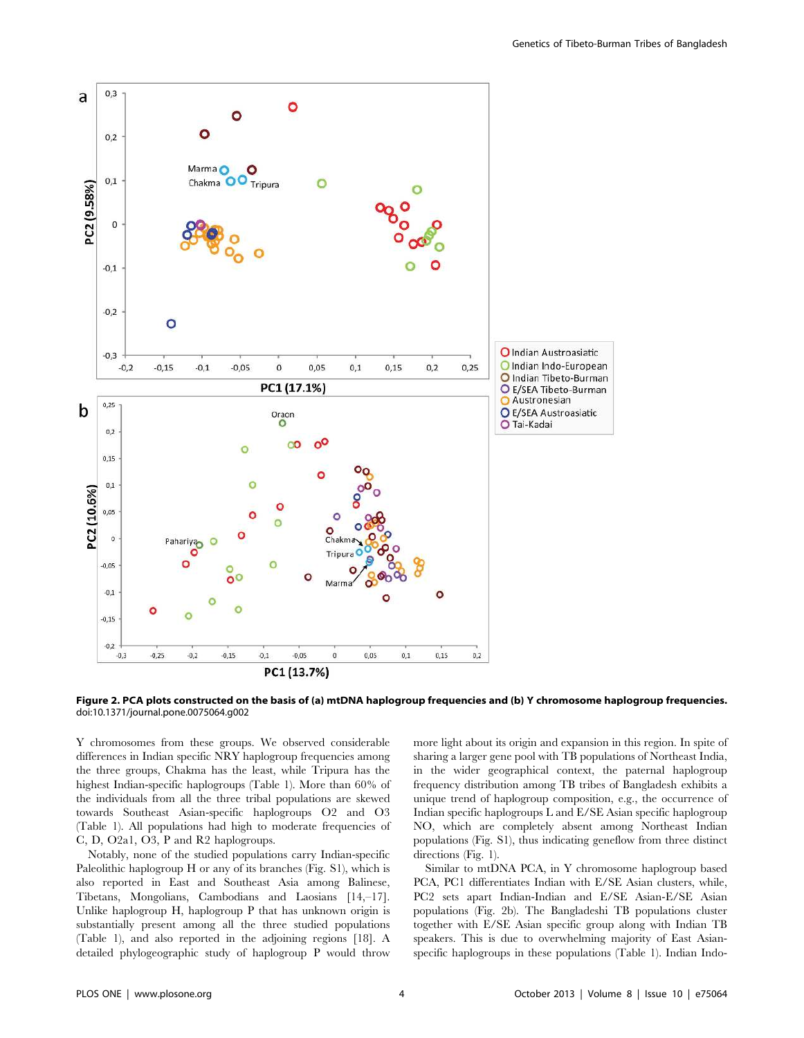**Figure 2. PCA plots constructed on the basis of (a) mtDNA haplogroup frequencies and (b) Y chromosome haplogroup frequencies.**
doi:10.1371/journal.pone.0075064.g002

Y chromosomes from these groups. We observed considerable differences in Indian specific NRY haplogroup frequencies among the three groups, Chakma has the least, while Tripura has the highest Indian-specific haplogroups (Table 1). More than 60% of the individuals from all the three tribal populations are skewed towards Southeast Asian-specific haplogroups O2 and O3 (Table 1). All populations had high to moderate frequencies of C, D, O2a1, O3, P and R2 haplogroups.

Notably, none of the studied populations carry Indian-specific Paleolithic haplogroup H or any of its branches (Fig. S1), which is also reported in East and Southeast Asia among Balinese, Tibetans, Mongolians, Cambodians and Laosians [14,–17]. Unlike haplogroup H, haplogroup P that has unknown origin is substantially present among all the three studied populations (Table 1), and also reported in the adjoining regions [18]. A detailed phylogeographic study of haplogroup P would throw more light about its origin and expansion in this region. In spite of sharing a larger gene pool with TB populations of Northeast India, in the wider geographical context, the paternal haplogroup frequency distribution among TB tribes of Bangladesh exhibits a unique trend of haplogroup composition, e.g., the occurrence of Indian specific haplogroups L and E/SE Asian specific haplogroup NO, which are completely absent among Northeast Indian populations (Fig. S1), thus indicating geneflow from three distinct directions (Fig. 1).

Similar to mtDNA PCA, in Y chromosome haplogroup based PCA, PC1 differentiates Indian with E/SE Asian clusters, while, PC2 sets apart Indian-Indian and E/SE Asian-E/SE Asian populations (Fig. 2b). The Bangladeshi TB populations cluster together with E/SE Asian specific group along with Indian TB speakers. This is due to overwhelming majority of East Asian-specific haplogroups in these populations (Table 1). Indian Indo-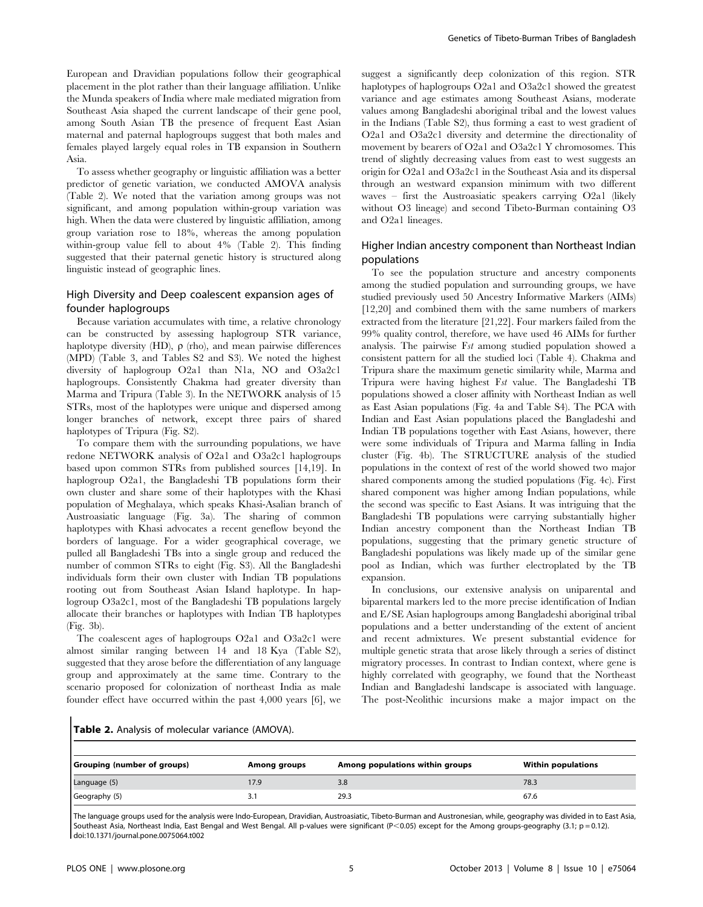European and Dravidian populations follow their geographical placement in the plot rather than their language affiliation. Unlike the Munda speakers of India where male mediated migration from Southeast Asia shaped the current landscape of their gene pool, among South Asian TB the presence of frequent East Asian maternal and paternal haplogroups suggest that both males and females played largely equal roles in TB expansion in Southern Asia.

To assess whether geography or linguistic affiliation was a better predictor of genetic variation, we conducted AMOVA analysis (Table 2). We noted that the variation among groups was not significant, and among population within-group variation was high. When the data were clustered by linguistic affiliation, among group variation rose to 18%, whereas the among population within-group value fell to about 4% (Table 2). This finding suggested that their paternal genetic history is structured along linguistic instead of geographic lines.

## High Diversity and Deep coalescent expansion ages of founder haplogroups

Because variation accumulates with time, a relative chronology can be constructed by assessing haplogroup STR variance, haplotype diversity (HD), ρ (rho), and mean pairwise differences (MPD) (Table 3, and Tables S2 and S3). We noted the highest diversity of haplogroup O2a1 than N1a, NO and O3a2c1 haplogroups. Consistently Chakma had greater diversity than Marma and Tripura (Table 3). In the NETWORK analysis of 15 STRs, most of the haplotypes were unique and dispersed among longer branches of network, except three pairs of shared haplotypes of Tripura (Fig. S2).

To compare them with the surrounding populations, we have redone NETWORK analysis of O2a1 and O3a2c1 haplogroups based upon common STRs from published sources [14,19]. In haplogroup O2a1, the Bangladeshi TB populations form their own cluster and share some of their haplotypes with the Khasi population of Meghalaya, which speaks Khasi-Asalian branch of Austroasiatic language (Fig. 3a). The sharing of common haplotypes with Khasi advocates a recent geneflow beyond the borders of language. For a wider geographical coverage, we pulled all Bangladeshi TBs into a single group and reduced the number of common STRs to eight (Fig. S3). All the Bangladeshi individuals form their own cluster with Indian TB populations rooting out from Southeast Asian Island haplotype. In haplogroup O3a2c1, most of the Bangladeshi TB populations largely allocate their branches or haplotypes with Indian TB haplotypes (Fig. 3b).

The coalescent ages of haplogroups O2a1 and O3a2c1 were almost similar ranging between 14 and 18 Kya (Table S2), suggested that they arose before the differentiation of any language group and approximately at the same time. Contrary to the scenario proposed for colonization of northeast India as male founder effect have occurred within the past 4,000 years [6], we suggest a significantly deep colonization of this region. STR haplotypes of haplogroups O2a1 and O3a2c1 showed the greatest variance and age estimates among Southeast Asians, moderate values among Bangladeshi aboriginal tribal and the lowest values in the Indians (Table S2), thus forming a east to west gradient of O2a1 and O3a2c1 diversity and determine the directionality of movement by bearers of O2a1 and O3a2c1 Y chromosomes. This trend of slightly decreasing values from east to west suggests an origin for O2a1 and O3a2c1 in the Southeast Asia and its dispersal through an westward expansion minimum with two different waves – first the Austroasiatic speakers carrying O2a1 (likely without O3 lineage) and second Tibeto-Burman containing O3 and O2a1 lineages.

## Higher Indian ancestry component than Northeast Indian populations

To see the population structure and ancestry components among the studied population and surrounding groups, we have studied previously used 50 Ancestry Informative Markers (AIMs) [12,20] and combined them with the same numbers of markers extracted from the literature [21,22]. Four markers failed from the 99% quality control, therefore, we have used 46 AIMs for further analysis. The pairwise $F_{st}$ among studied population showed a consistent pattern for all the studied loci (Table 4). Chakma and Tripura share the maximum genetic similarity while, Marma and Tripura were having highest $F_{st}$ value. The Bangladeshi TB populations showed a closer affinity with Northeast Indian as well as East Asian populations (Fig. 4a and Table S4). The PCA with Indian and East Asian populations placed the Bangladeshi and Indian TB populations together with East Asians, however, there were some individuals of Tripura and Marma falling in India cluster (Fig. 4b). The STRUCTURE analysis of the studied populations in the context of rest of the world showed two major shared components among the studied populations (Fig. 4c). First shared component was higher among Indian populations, while the second was specific to East Asians. It was intriguing that the Bangladeshi TB populations were carrying substantially higher Indian ancestry component than the Northeast Indian TB populations, suggesting that the primary genetic structure of Bangladeshi populations was likely made up of the similar gene pool as Indian, which was further electroplated by the TB expansion.

In conclusions, our extensive analysis on uniparental and biparental markers led to the more precise identification of Indian and E/SE Asian haplogroups among Bangladeshi aboriginal tribal populations and a better understanding of the extent of ancient and recent admixtures. We present substantial evidence for multiple genetic strata that arose likely through a series of distinct migratory processes. In contrast to Indian context, where gene is highly correlated with geography, we found that the Northeast Indian and Bangladeshi landscape is associated with language. The post-Neolithic incursions make a major impact on the

**Table 2.** Analysis of molecular variance (AMOVA).

| Grouping (number of groups) | Among groups | Among populations within groups | Within populations |
|---|---|---|---|
| Language (5) | 17.9 | 3.8 | 78.3 |
| Geography (5) | 3.1 | 29.3 | 67.6 |

The language groups used for the analysis were Indo-European, Dravidian, Austroasiatic, Tibeto-Burman and Austronesian, while, geography was divided in to East Asia, Southeast Asia, Northeast India, East Bengal and West Bengal. All p-values were significant ($P<0.05$) except for the Among groups-geography (3.1; $p = 0.12$).
doi:10.1371/journal.pone.0075064.t002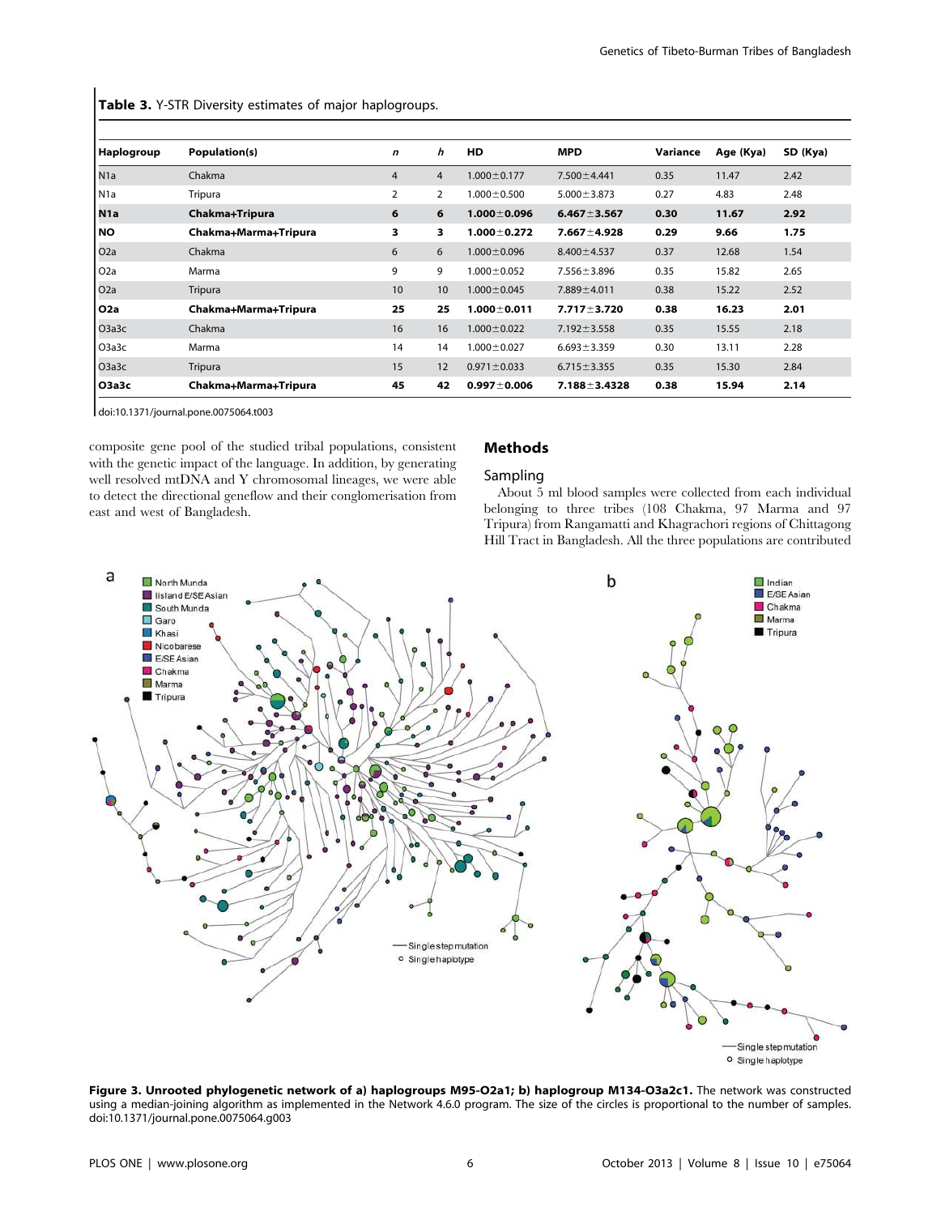**Table 3.** Y-STR Diversity estimates of major haplogroups.

| Haplogroup | Population(s) | *n* | *h* | HD | MPD | Variance | Age (Kya) | SD (Kya) |
|---|---|---|---|---|---|---|---|---|
| N1a | Chakma | 4 | 4 | 1.000±0.177 | 7.500±4.441 | 0.35 | 11.47 | 2.42 |
| N1a | Tripura | 2 | 2 | 1.000±0.500 | 5.000±3.873 | 0.27 | 4.83 | 2.48 |
| **N1a** | **Chakma+Tripura** | **6** | **6** | **1.000±0.096** | **6.467±3.567** | **0.30** | **11.67** | **2.92** |
| **NO** | **Chakma+Marma+Tripura** | **3** | **3** | **1.000±0.272** | **7.667±4.928** | **0.29** | **9.66** | **1.75** |
| O2a | Chakma | 6 | 6 | 1.000±0.096 | 8.400±4.537 | 0.37 | 12.68 | 1.54 |
| O2a | Marma | 9 | 9 | 1.000±0.052 | 7.556±3.896 | 0.35 | 15.82 | 2.65 |
| O2a | Tripura | 10 | 10 | 1.000±0.045 | 7.889±4.011 | 0.38 | 15.22 | 2.52 |
| **O2a** | **Chakma+Marma+Tripura** | **25** | **25** | **1.000±0.011** | **7.717±3.720** | **0.38** | **16.23** | **2.01** |
| O3a3c | Chakma | 16 | 16 | 1.000±0.022 | 7.192±3.558 | 0.35 | 15.55 | 2.18 |
| O3a3c | Marma | 14 | 14 | 1.000±0.027 | 6.693±3.359 | 0.30 | 13.11 | 2.28 |
| O3a3c | Tripura | 15 | 12 | 0.971±0.033 | 6.715±3.355 | 0.35 | 15.30 | 2.84 |
| **O3a3c** | **Chakma+Marma+Tripura** | **45** | **42** | **0.997±0.006** | **7.188±3.4328** | **0.38** | **15.94** | **2.14** |

doi:10.1371/journal.pone.0075064.t003

composite gene pool of the studied tribal populations, consistent with the genetic impact of the language. In addition, by generating well resolved mtDNA and Y chromosomal lineages, we were able to detect the directional geneflow and their conglomerisation from east and west of Bangladesh.

## Methods

### Sampling

About 5 ml blood samples were collected from each individual belonging to three tribes (108 Chakma, 97 Marma and 97 Tripura) from Rangamatti and Khagrachori regions of Chittagong Hill Tract in Bangladesh. All the three populations are contributed

**Figure 3. Unrooted phylogenetic network of a) haplogroups M95-O2a1; b) haplogroup M134-O3a2c1.** The network was constructed using a median-joining algorithm as implemented in the Network 4.6.0 program. The size of the circles is proportional to the number of samples.
doi:10.1371/journal.pone.0075064.g003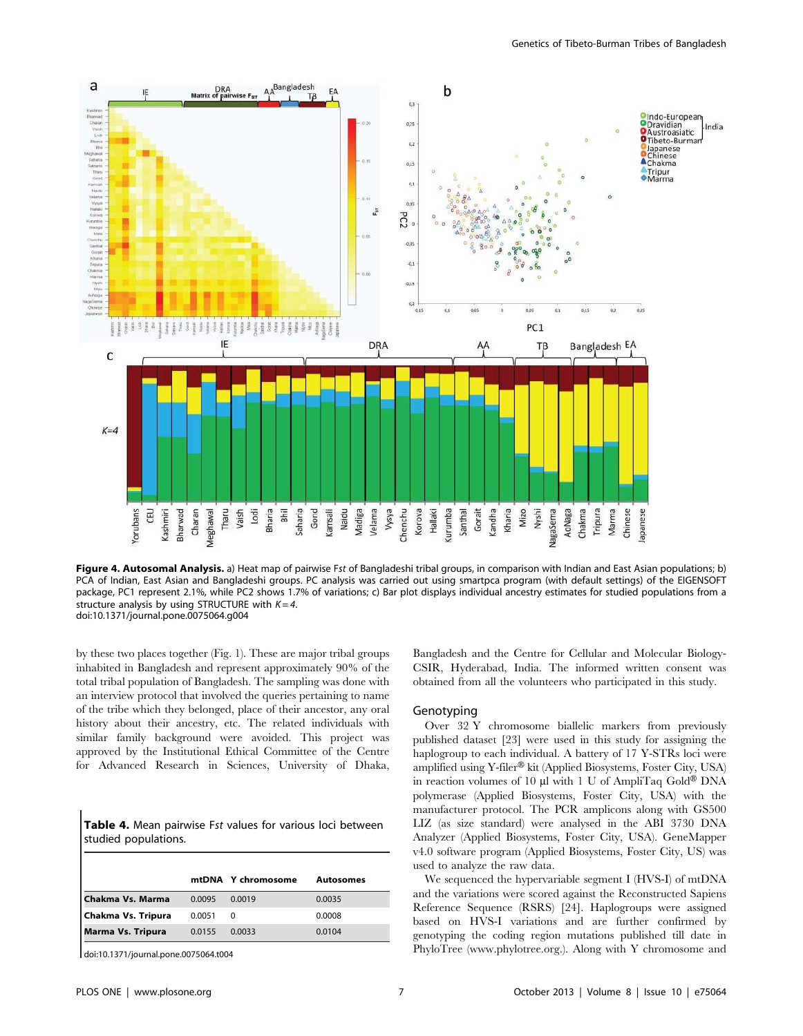**Figure 4. Autosomal Analysis.** a) Heat map of pairwise F*st* of Bangladeshi tribal groups, in comparison with Indian and East Asian populations; b) PCA of Indian, East Asian and Bangladeshi groups. PC analysis was carried out using smartpca program (with default settings) of the EIGENSOFT package, PC1 represent 2.1%, while PC2 shows 1.7% of variations; c) Bar plot displays individual ancestry estimates for studied populations from a structure analysis by using STRUCTURE with *K* = 4.
doi:10.1371/journal.pone.0075064.g004

by these two places together (Fig. 1). These are major tribal groups inhabited in Bangladesh and represent approximately 90% of the total tribal population of Bangladesh. The sampling was done with an interview protocol that involved the queries pertaining to name of the tribe which they belonged, place of their ancestor, any oral history about their ancestry, etc. The related individuals with similar family background were avoided. This project was approved by the Institutional Ethical Committee of the Centre for Advanced Research in Sciences, University of Dhaka, Bangladesh and the Centre for Cellular and Molecular Biology-CSIR, Hyderabad, India. The informed written consent was obtained from all the volunteers who participated in this study.

**Table 4.** Mean pairwise F*st* values for various loci between studied populations.

| | mtDNA | Y chromosome | Autosomes |
|---|---|---|---|
| **Chakma Vs. Marma** | 0.0095 | 0.0019 | 0.0035 |
| **Chakma Vs. Tripura** | 0.0051 | 0 | 0.0008 |
| **Marma Vs. Tripura** | 0.0155 | 0.0033 | 0.0104 |

doi:10.1371/journal.pone.0075064.t004

## Genotyping

Over 32 Y chromosome biallelic markers from previously published dataset [23] were used in this study for assigning the haplogroup to each individual. A battery of 17 Y-STRs loci were amplified using Y-filer® kit (Applied Biosystems, Foster City, USA) in reaction volumes of 10 µl with 1 U of AmpliTaq Gold® DNA polymerase (Applied Biosystems, Foster City, USA) with the manufacturer protocol. The PCR amplicons along with GS500 LIZ (as size standard) were analysed in the ABI 3730 DNA Analyzer (Applied Biosystems, Foster City, USA). GeneMapper v4.0 software program (Applied Biosystems, Foster City, US) was used to analyze the raw data.

We sequenced the hypervariable segment I (HVS-I) of mtDNA and the variations were scored against the Reconstructed Sapiens Reference Sequence (RSRS) [24]. Haplogroups were assigned based on HVS-I variations and are further confirmed by genotyping the coding region mutations published till date in PhyloTree (www.phylotree.org.). Along with Y chromosome and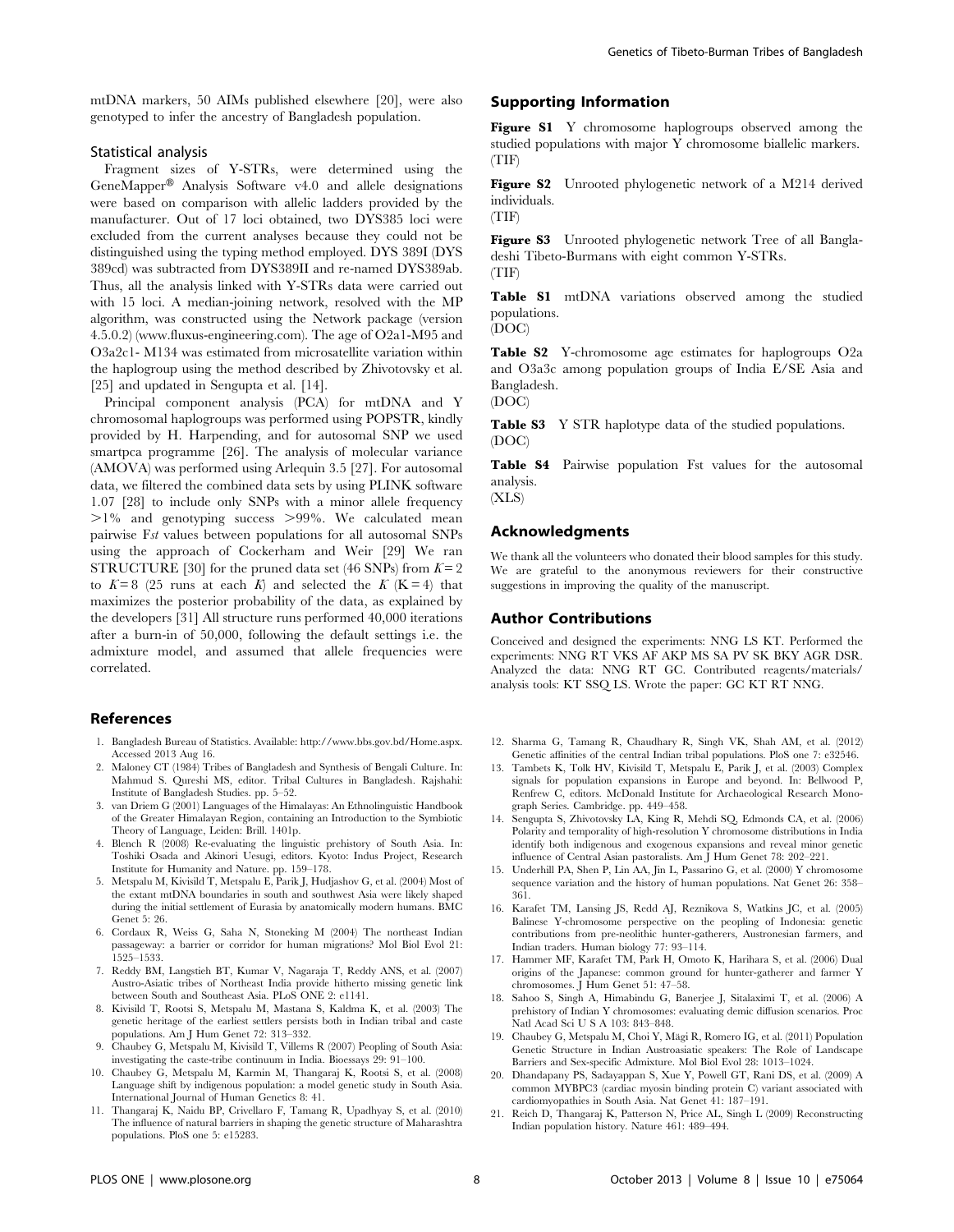mtDNA markers, 50 AIMs published elsewhere [20], were also genotyped to infer the ancestry of Bangladesh population.

### Statistical analysis

Fragment sizes of Y-STRs, were determined using the GeneMapper® Analysis Software v4.0 and allele designations were based on comparison with allelic ladders provided by the manufacturer. Out of 17 loci obtained, two DYS385 loci were excluded from the current analyses because they could not be distinguished using the typing method employed. DYS 389I (DYS 389cd) was subtracted from DYS389II and re-named DYS389ab. Thus, all the analysis linked with Y-STRs data were carried out with 15 loci. A median-joining network, resolved with the MP algorithm, was constructed using the Network package (version 4.5.0.2) (www.fluxus-engineering.com). The age of O2a1-M95 and O3a2c1- M134 was estimated from microsatellite variation within the haplogroup using the method described by Zhivotovsky et al. [25] and updated in Sengupta et al. [14].

Principal component analysis (PCA) for mtDNA and Y chromosomal haplogroups was performed using POPSTR, kindly provided by H. Harpending, and for autosomal SNP we used smartpca programme [26]. The analysis of molecular variance (AMOVA) was performed using Arlequin 3.5 [27]. For autosomal data, we filtered the combined data sets by using PLINK software 1.07 [28] to include only SNPs with a minor allele frequency >1% and genotyping success >99%. We calculated mean pairwise F*st* values between populations for all autosomal SNPs using the approach of Cockerham and Weir [29] We ran STRUCTURE [30] for the pruned data set (46 SNPs) from $K=2$ to $K=8$ (25 runs at each $K$) and selected the $K$ ($K=4$) that maximizes the posterior probability of the data, as explained by the developers [31] All structure runs performed 40,000 iterations after a burn-in of 50,000, following the default settings i.e. the admixture model, and assumed that allele frequencies were correlated.

## Supporting Information

**Figure S1** Y chromosome haplogroups observed among the studied populations with major Y chromosome biallelic markers. (TIF)

**Figure S2** Unrooted phylogenetic network of a M214 derived individuals. (TIF)

**Figure S3** Unrooted phylogenetic network Tree of all Bangladeshi Tibeto-Burmans with eight common Y-STRs. (TIF)

**Table S1** mtDNA variations observed among the studied populations. (DOC)

**Table S2** Y-chromosome age estimates for haplogroups O2a and O3a3c among population groups of India E/SE Asia and Bangladesh. (DOC)

**Table S3** Y STR haplotype data of the studied populations. (DOC)

**Table S4** Pairwise population Fst values for the autosomal analysis. (XLS)

## Acknowledgments

We thank all the volunteers who donated their blood samples for this study. We are grateful to the anonymous reviewers for their constructive suggestions in improving the quality of the manuscript.

## Author Contributions

Conceived and designed the experiments: NNG LS KT. Performed the experiments: NNG RT VKS AF AKP MS SA PV SK BKY AGR DSR. Analyzed the data: NNG RT GC. Contributed reagents/materials/analysis tools: KT SSQ LS. Wrote the paper: GC KT RT NNG.

## References

1. Bangladesh Bureau of Statistics. Available: http://www.bbs.gov.bd/Home.aspx. Accessed 2013 Aug 16.
2. Maloney CT (1984) Tribes of Bangladesh and Synthesis of Bengali Culture. In: Mahmud S. Qureshi MS, editor. Tribal Cultures in Bangladesh. Rajshahi: Institute of Bangladesh Studies. pp. 5–52.
3. van Driem G (2001) Languages of the Himalayas: An Ethnolinguistic Handbook of the Greater Himalayan Region, containing an Introduction to the Symbiotic Theory of Language, Leiden: Brill. 1401p.
4. Blench R (2008) Re-evaluating the linguistic prehistory of South Asia. In: Toshiki Osada and Akinori Uesugi, editors. Kyoto: Indus Project, Research Institute for Humanity and Nature. pp. 159–178.
5. Metspalu M, Kivisild T, Metspalu E, Parik J, Hudjashov G, et al. (2004) Most of the extant mtDNA boundaries in south and southwest Asia were likely shaped during the initial settlement of Eurasia by anatomically modern humans. BMC Genet 5: 26.
6. Cordaux R, Weiss G, Saha N, Stoneking M (2004) The northeast Indian passageway: a barrier or corridor for human migrations? Mol Biol Evol 21: 1525–1533.
7. Reddy BM, Langstieh BT, Kumar V, Nagaraja T, Reddy ANS, et al. (2007) Austro-Asiatic tribes of Northeast India provide hitherto missing genetic link between South and Southeast Asia. PLoS ONE 2: e1141.
8. Kivisild T, Rootsi S, Metspalu M, Mastana S, Kaldma K, et al. (2003) The genetic heritage of the earliest settlers persists both in Indian tribal and caste populations. Am J Hum Genet 72: 313–332.
9. Chaubey G, Metspalu M, Kivisild T, Villems R (2007) Peopling of South Asia: investigating the caste-tribe continuum in India. Bioessays 29: 91–100.
10. Chaubey G, Metspalu M, Karmin M, Thangaraj K, Rootsi S, et al. (2008) Language shift by indigenous population: a model genetic study in South Asia. International Journal of Human Genetics 8: 41.
11. Thangaraj K, Naidu BP, Crivellaro F, Tamang R, Upadhyay S, et al. (2010) The influence of natural barriers in shaping the genetic structure of Maharashtra populations. PloS one 5: e15283.
12. Sharma G, Tamang R, Chaudhary R, Singh VK, Shah AM, et al. (2012) Genetic affinities of the central Indian tribal populations. PloS one 7: e32546.
13. Tambets K, Tolk HV, Kivisild T, Metspalu E, Parik J, et al. (2003) Complex signals for population expansions in Europe and beyond. In: Bellwood P, Renfrew C, editors. McDonald Institute for Archaeological Research Monograph Series. Cambridge. pp. 449–458.
14. Sengupta S, Zhivotovsky LA, King R, Mehdi SQ, Edmonds CA, et al. (2006) Polarity and temporality of high-resolution Y chromosome distributions in India identify both indigenous and exogenous expansions and reveal minor genetic influence of Central Asian pastoralists. Am J Hum Genet 78: 202–221.
15. Underhill PA, Shen P, Lin AA, Jin L, Passarino G, et al. (2000) Y chromosome sequence variation and the history of human populations. Nat Genet 26: 358–361.
16. Karafet TM, Lansing JS, Redd AJ, Reznikova S, Watkins JC, et al. (2005) Balinese Y-chromosome perspective on the peopling of Indonesia: genetic contributions from pre-neolithic hunter-gatherers, Austronesian farmers, and Indian traders. Human biology 77: 93–114.
17. Hammer MF, Karafet TM, Park H, Omoto K, Harihara S, et al. (2006) Dual origins of the Japanese: common ground for hunter-gatherer and farmer Y chromosomes. J Hum Genet 51: 47–58.
18. Sahoo S, Singh A, Himabindu G, Banerjee J, Sitalaximi T, et al. (2006) A prehistory of Indian Y chromosomes: evaluating demic diffusion scenarios. Proc Natl Acad Sci U S A 103: 843–848.
19. Chaubey G, Metspalu M, Choi Y, Mägi R, Romero IG, et al. (2011) Population Genetic Structure in Indian Austroasiatic speakers: The Role of Landscape Barriers and Sex-specific Admixture. Mol Biol Evol 28: 1013–1024.
20. Dhandapany PS, Sadayappan S, Xue Y, Powell GT, Rani DS, et al. (2009) A common MYBPC3 (cardiac myosin binding protein C) variant associated with cardiomyopathies in South Asia. Nat Genet 41: 187–191.
21. Reich D, Thangaraj K, Patterson N, Price AL, Singh L (2009) Reconstructing Indian population history. Nature 461: 489–494.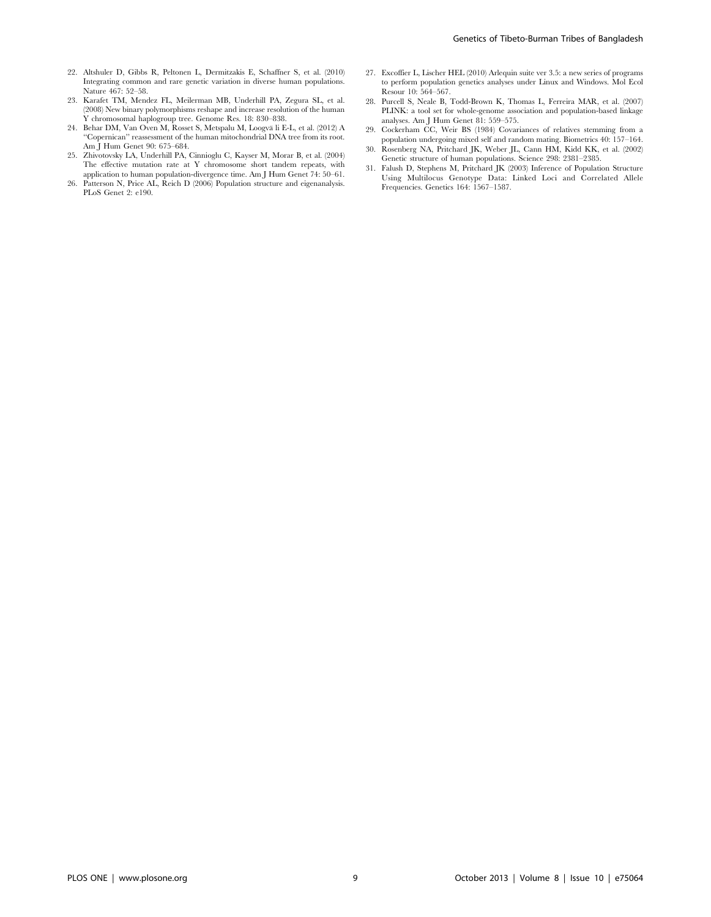22. Altshuler D, Gibbs R, Peltonen L, Dermitzakis E, Schaffner S, et al. (2010) Integrating common and rare genetic variation in diverse human populations. Nature 467: 52–58.
23. Karafet TM, Mendez FL, Meilerman MB, Underhill PA, Zegura SL, et al. (2008) New binary polymorphisms reshape and increase resolution of the human Y chromosomal haplogroup tree. Genome Res. 18: 830–838.
24. Behar DM, Van Oven M, Rosset S, Metspalu M, Loogvä li E-L, et al. (2012) A ''Copernican'' reassessment of the human mitochondrial DNA tree from its root. Am J Hum Genet 90: 675–684.
25. Zhivotovsky LA, Underhill PA, Cinnioglu C, Kayser M, Morar B, et al. (2004) The effective mutation rate at Y chromosome short tandem repeats, with application to human population-divergence time. Am J Hum Genet 74: 50–61.
26. Patterson N, Price AL, Reich D (2006) Population structure and eigenanalysis. PLoS Genet 2: e190.
27. Excoffier L, Lischer HEL (2010) Arlequin suite ver 3.5: a new series of programs to perform population genetics analyses under Linux and Windows. Mol Ecol Resour 10: 564–567.
28. Purcell S, Neale B, Todd-Brown K, Thomas L, Ferreira MAR, et al. (2007) PLINK: a tool set for whole-genome association and population-based linkage analyses. Am J Hum Genet 81: 559–575.
29. Cockerham CC, Weir BS (1984) Covariances of relatives stemming from a population undergoing mixed self and random mating. Biometrics 40: 157–164.
30. Rosenberg NA, Pritchard JK, Weber JL, Cann HM, Kidd KK, et al. (2002) Genetic structure of human populations. Science 298: 2381–2385.
31. Falush D, Stephens M, Pritchard JK (2003) Inference of Population Structure Using Multilocus Genotype Data: Linked Loci and Correlated Allele Frequencies. Genetics 164: 1567–1587.